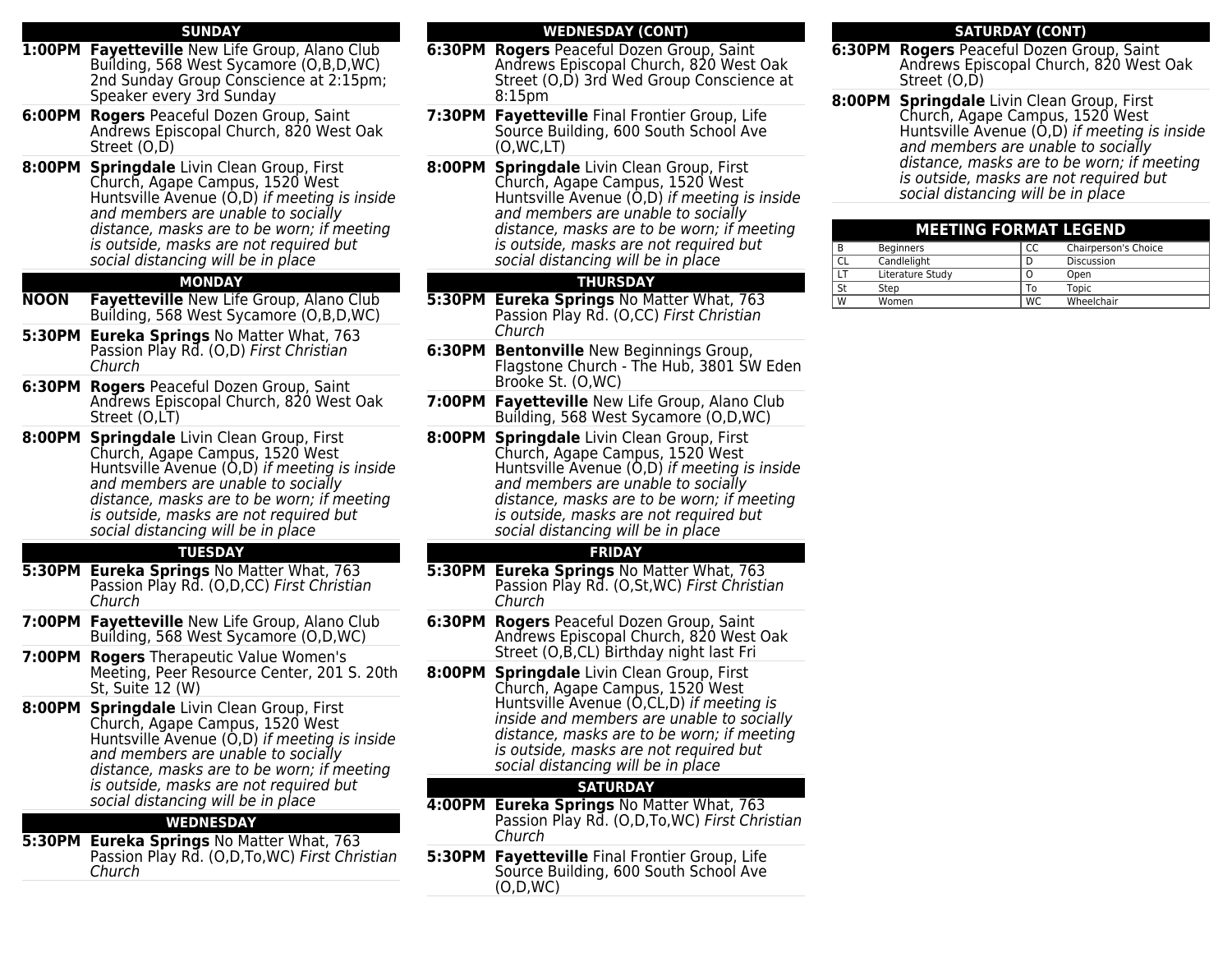## SUNDAY

**1:00PM** **Fayetteville** New Life Group, Alano Club Building, 568 West Sycamore (O,B,D,WC) 2nd Sunday Group Conscience at 2:15pm; Speaker every 3rd Sunday

**6:00PM** **Rogers** Peaceful Dozen Group, Saint Andrews Episcopal Church, 820 West Oak Street (O,D)

**8:00PM** **Springdale** Livin Clean Group, First Church, Agape Campus, 1520 West Huntsville Avenue (O,D) *if meeting is inside and members are unable to socially distance, masks are to be worn; if meeting is outside, masks are not required but social distancing will be in place*

## MONDAY

**NOON** **Fayetteville** New Life Group, Alano Club Building, 568 West Sycamore (O,B,D,WC)

**5:30PM** **Eureka Springs** No Matter What, 763 Passion Play Rd. (O,D) *First Christian Church*

**6:30PM** **Rogers** Peaceful Dozen Group, Saint Andrews Episcopal Church, 820 West Oak Street (O,LT)

**8:00PM** **Springdale** Livin Clean Group, First Church, Agape Campus, 1520 West Huntsville Avenue (O,D) *if meeting is inside and members are unable to socially distance, masks are to be worn; if meeting is outside, masks are not required but social distancing will be in place*

## TUESDAY

**5:30PM** **Eureka Springs** No Matter What, 763 Passion Play Rd. (O,D,CC) *First Christian Church*

**7:00PM** **Fayetteville** New Life Group, Alano Club Building, 568 West Sycamore (O,D,WC)

**7:00PM** **Rogers** Therapeutic Value Women's Meeting, Peer Resource Center, 201 S. 20th St, Suite 12 (W)

**8:00PM** **Springdale** Livin Clean Group, First Church, Agape Campus, 1520 West Huntsville Avenue (O,D) *if meeting is inside and members are unable to socially distance, masks are to be worn; if meeting is outside, masks are not required but social distancing will be in place*

## WEDNESDAY

**5:30PM** **Eureka Springs** No Matter What, 763 Passion Play Rd. (O,D,To,WC) *First Christian Church*

## WEDNESDAY (CONT)

**6:30PM** **Rogers** Peaceful Dozen Group, Saint Andrews Episcopal Church, 820 West Oak Street (O,D) 3rd Wed Group Conscience at 8:15pm

**7:30PM** **Fayetteville** Final Frontier Group, Life Source Building, 600 South School Ave (O,WC,LT)

**8:00PM** **Springdale** Livin Clean Group, First Church, Agape Campus, 1520 West Huntsville Avenue (O,D) *if meeting is inside and members are unable to socially distance, masks are to be worn; if meeting is outside, masks are not required but social distancing will be in place*

## THURSDAY

**5:30PM** **Eureka Springs** No Matter What, 763 Passion Play Rd. (O,CC) *First Christian Church*

**6:30PM** **Bentonville** New Beginnings Group, Flagstone Church - The Hub, 3801 SW Eden Brooke St. (O,WC)

**7:00PM** **Fayetteville** New Life Group, Alano Club Building, 568 West Sycamore (O,D,WC)

**8:00PM** **Springdale** Livin Clean Group, First Church, Agape Campus, 1520 West Huntsville Avenue (O,D) *if meeting is inside and members are unable to socially distance, masks are to be worn; if meeting is outside, masks are not required but social distancing will be in place*

## FRIDAY

**5:30PM** **Eureka Springs** No Matter What, 763 Passion Play Rd. (O,St,WC) *First Christian Church*

**6:30PM** **Rogers** Peaceful Dozen Group, Saint Andrews Episcopal Church, 820 West Oak Street (O,B,CL) Birthday night last Fri

**8:00PM** **Springdale** Livin Clean Group, First Church, Agape Campus, 1520 West Huntsville Avenue (O,CL,D) *if meeting is inside and members are unable to socially distance, masks are to be worn; if meeting is outside, masks are not required but social distancing will be in place*

## SATURDAY

**4:00PM** **Eureka Springs** No Matter What, 763 Passion Play Rd. (O,D,To,WC) *First Christian Church*

**5:30PM** **Fayetteville** Final Frontier Group, Life Source Building, 600 South School Ave (O,D,WC)

## SATURDAY (CONT)

**6:30PM** **Rogers** Peaceful Dozen Group, Saint Andrews Episcopal Church, 820 West Oak Street (O,D)

**8:00PM** **Springdale** Livin Clean Group, First Church, Agape Campus, 1520 West Huntsville Avenue (O,D) *if meeting is inside and members are unable to socially distance, masks are to be worn; if meeting is outside, masks are not required but social distancing will be in place*

## MEETING FORMAT LEGEND

| | | | |
|---|---|---|---|
| B | Beginners | CC | Chairperson's Choice |
| CL | Candlelight | D | Discussion |
| LT | Literature Study | O | Open |
| St | Step | To | Topic |
| W | Women | WC | Wheelchair |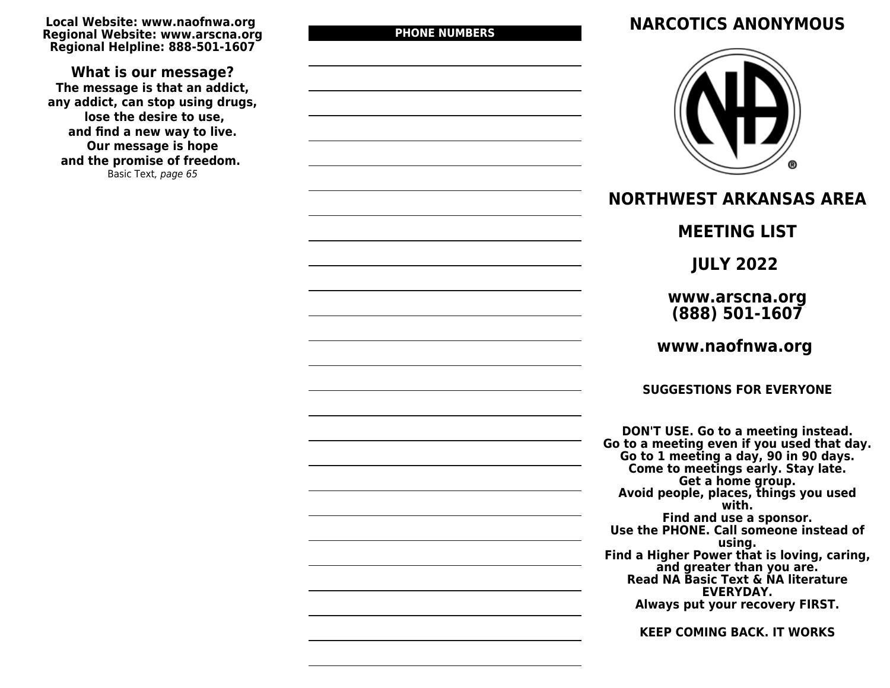**Local Website: www.naofnwa.org**
**Regional Website: www.arscna.org**
**Regional Helpline: 888-501-1607**

## What is our message?

**The message is that an addict, any addict, can stop using drugs, lose the desire to use, and find a new way to live. Our message is hope and the promise of freedom.**

Basic Text, *page 65*

**PHONE NUMBERS**

# NARCOTICS ANONYMOUS

# NORTHWEST ARKANSAS AREA

# MEETING LIST

# JULY 2022

## www.arscna.org
## (888) 501-1607

## www.naofnwa.org

### SUGGESTIONS FOR EVERYONE

**DON'T USE. Go to a meeting instead.**
**Go to a meeting even if you used that day.**
**Go to 1 meeting a day, 90 in 90 days.**
**Come to meetings early. Stay late.**
**Get a home group.**
**Avoid people, places, things you used with.**
**Find and use a sponsor.**
**Use the PHONE. Call someone instead of using.**
**Find a Higher Power that is loving, caring, and greater than you are.**
**Read NA Basic Text & NA literature EVERYDAY.**
**Always put your recovery FIRST.**

**KEEP COMING BACK. IT WORKS**